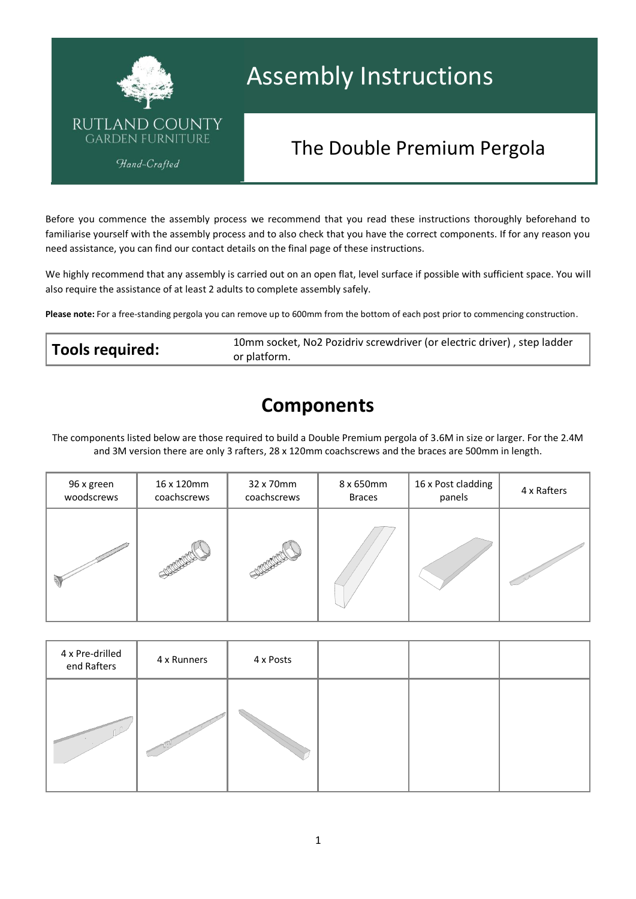RUTLAND COUNTY
GARDEN FURNITURE
*Hand-Crafted*

# Assembly Instructions

## The Double Premium Pergola

Before you commence the assembly process we recommend that you read these instructions thoroughly beforehand to familiarise yourself with the assembly process and to also check that you have the correct components. If for any reason you need assistance, you can find our contact details on the final page of these instructions.

We highly recommend that any assembly is carried out on an open flat, level surface if possible with sufficient space. You will also require the assistance of at least 2 adults to complete assembly safely.

**Please note:** For a free-standing pergola you can remove up to 600mm from the bottom of each post prior to commencing construction.

| **Tools required:** | 10mm socket, No2 Pozidriv screwdriver (or electric driver) , step ladder or platform. |
|---|---|

## Components

The components listed below are those required to build a Double Premium pergola of 3.6M in size or larger. For the 2.4M and 3M version there are only 3 rafters, 28 x 120mm coachscrews and the braces are 500mm in length.

| 96 x green woodscrews | 16 x 120mm coachscrews | 32 x 70mm coachscrews | 8 x 650mm Braces | 16 x Post cladding panels | 4 x Rafters |
|---|---|---|---|---|---|
| 4 x Pre-drilled end Rafters | 4 x Runners | 4 x Posts | | | |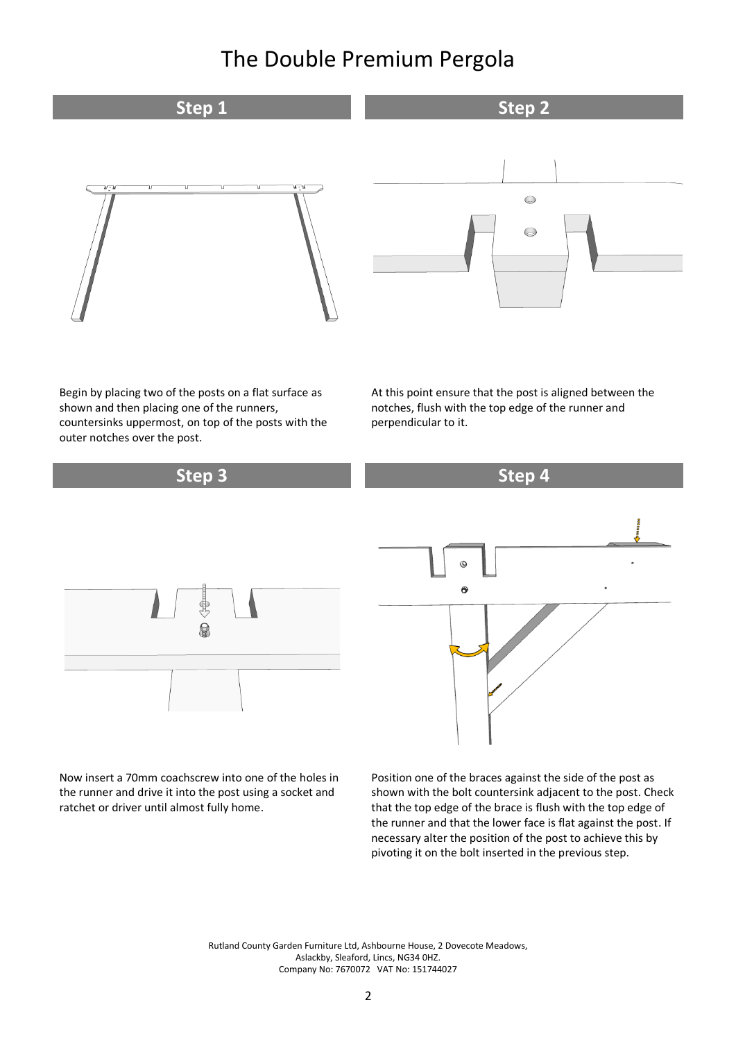# The Double Premium Pergola

## Step 1

Begin by placing two of the posts on a flat surface as shown and then placing one of the runners, countersinks uppermost, on top of the posts with the outer notches over the post.

## Step 2

At this point ensure that the post is aligned between the notches, flush with the top edge of the runner and perpendicular to it.

## Step 3

Now insert a 70mm coachscrew into one of the holes in the runner and drive it into the post using a socket and ratchet or driver until almost fully home.

## Step 4

Position one of the braces against the side of the post as shown with the bolt countersink adjacent to the post. Check that the top edge of the brace is flush with the top edge of the runner and that the lower face is flat against the post. If necessary alter the position of the post to achieve this by pivoting it on the bolt inserted in the previous step.

Rutland County Garden Furniture Ltd, Ashbourne House, 2 Dovecote Meadows, Aslackby, Sleaford, Lincs, NG34 0HZ.
Company No: 7670072 VAT No: 151744027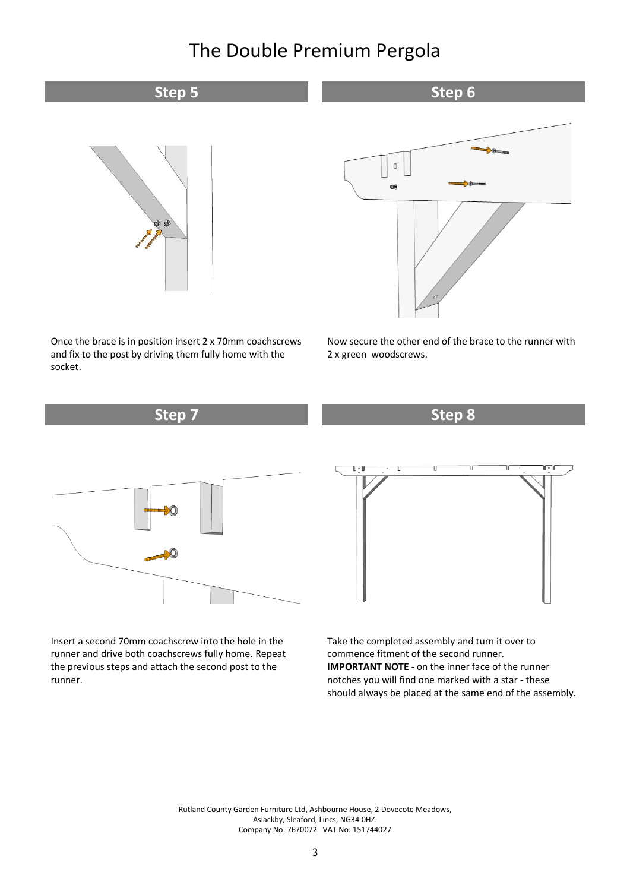# The Double Premium Pergola

## Step 5

Once the brace is in position insert 2 x 70mm coachscrews and fix to the post by driving them fully home with the socket.

## Step 6

Now secure the other end of the brace to the runner with 2 x green woodscrews.

## Step 7

Insert a second 70mm coachscrew into the hole in the runner and drive both coachscrews fully home. Repeat the previous steps and attach the second post to the runner.

## Step 8

Take the completed assembly and turn it over to commence fitment of the second runner.
**IMPORTANT NOTE** - on the inner face of the runner notches you will find one marked with a star - these should always be placed at the same end of the assembly.

Rutland County Garden Furniture Ltd, Ashbourne House, 2 Dovecote Meadows, Aslackby, Sleaford, Lincs, NG34 0HZ.
Company No: 7670072 VAT No: 151744027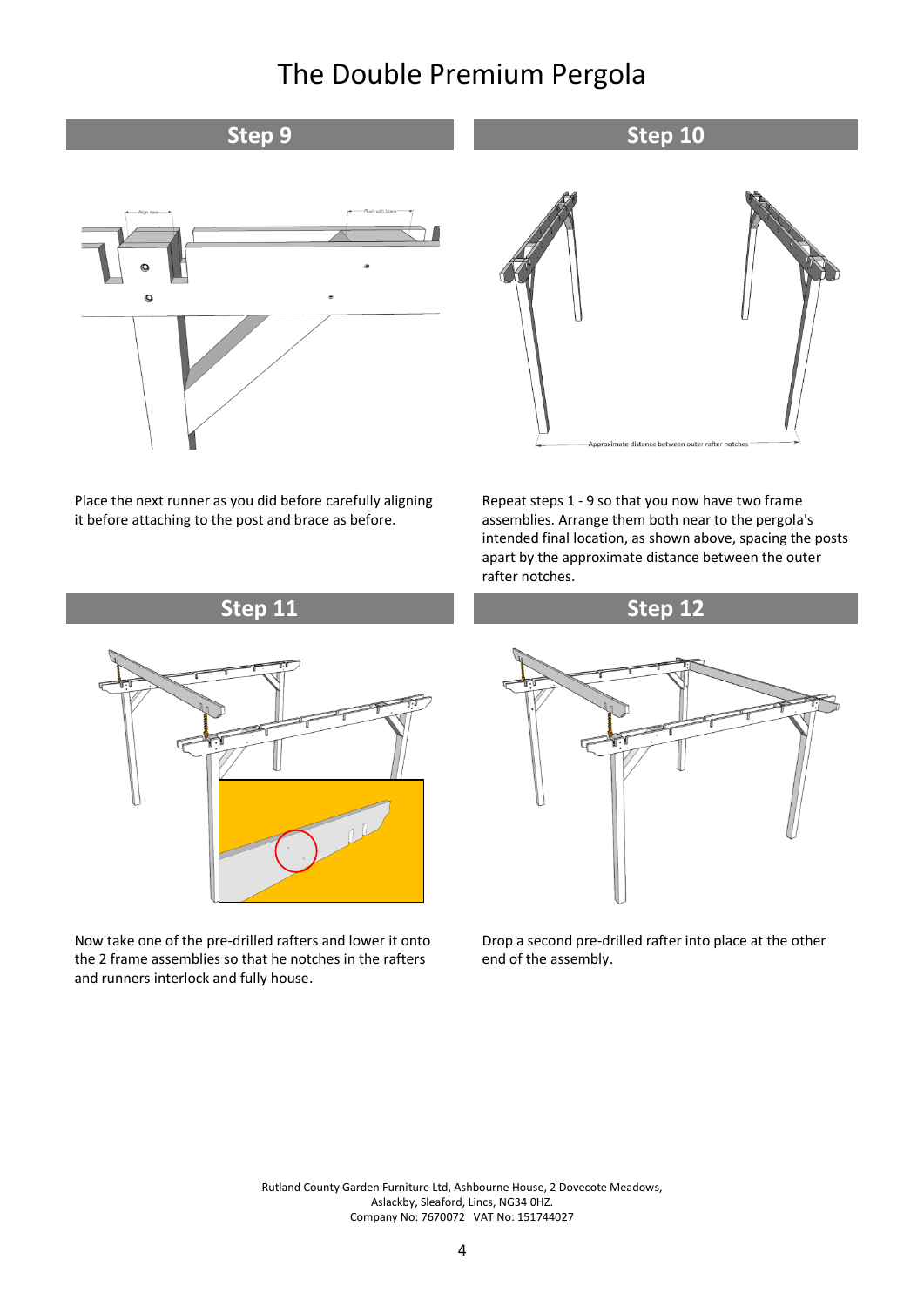# The Double Premium Pergola

## Step 9

Place the next runner as you did before carefully aligning it before attaching to the post and brace as before.

## Step 10

Repeat steps 1 - 9 so that you now have two frame assemblies. Arrange them both near to the pergola's intended final location, as shown above, spacing the posts apart by the approximate distance between the outer rafter notches.

## Step 11

Now take one of the pre-drilled rafters and lower it onto the 2 frame assemblies so that he notches in the rafters and runners interlock and fully house.

## Step 12

Drop a second pre-drilled rafter into place at the other end of the assembly.

Rutland County Garden Furniture Ltd, Ashbourne House, 2 Dovecote Meadows, Aslackby, Sleaford, Lincs, NG34 0HZ.
Company No: 7670072 VAT No: 151744027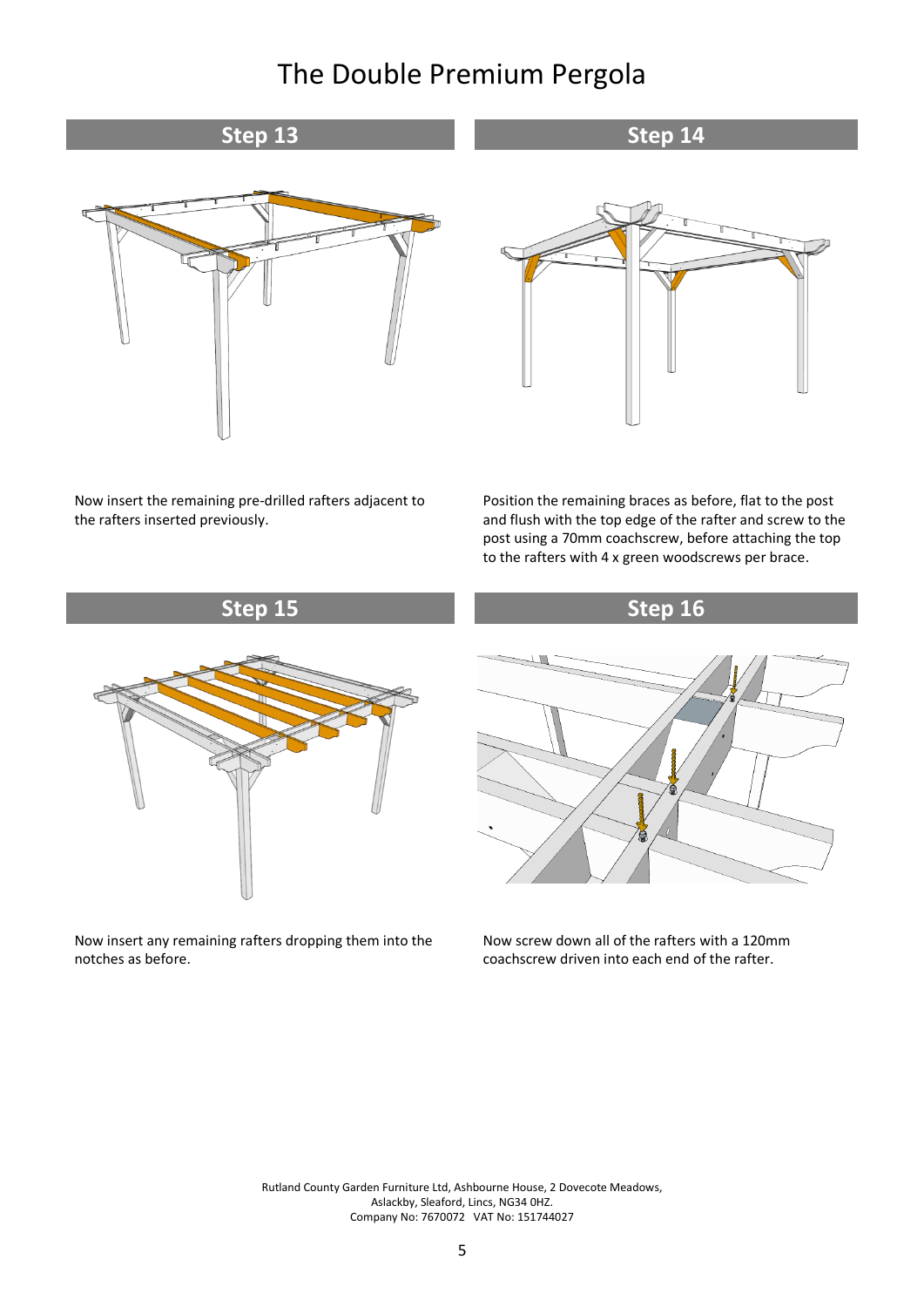# The Double Premium Pergola

## Step 13

Now insert the remaining pre-drilled rafters adjacent to the rafters inserted previously.

## Step 14

Position the remaining braces as before, flat to the post and flush with the top edge of the rafter and screw to the post using a 70mm coachscrew, before attaching the top to the rafters with 4 x green woodscrews per brace.

## Step 15

Now insert any remaining rafters dropping them into the notches as before.

## Step 16

Now screw down all of the rafters with a 120mm coachscrew driven into each end of the rafter.

Rutland County Garden Furniture Ltd, Ashbourne House, 2 Dovecote Meadows, Aslackby, Sleaford, Lincs, NG34 0HZ.
Company No: 7670072 VAT No: 151744027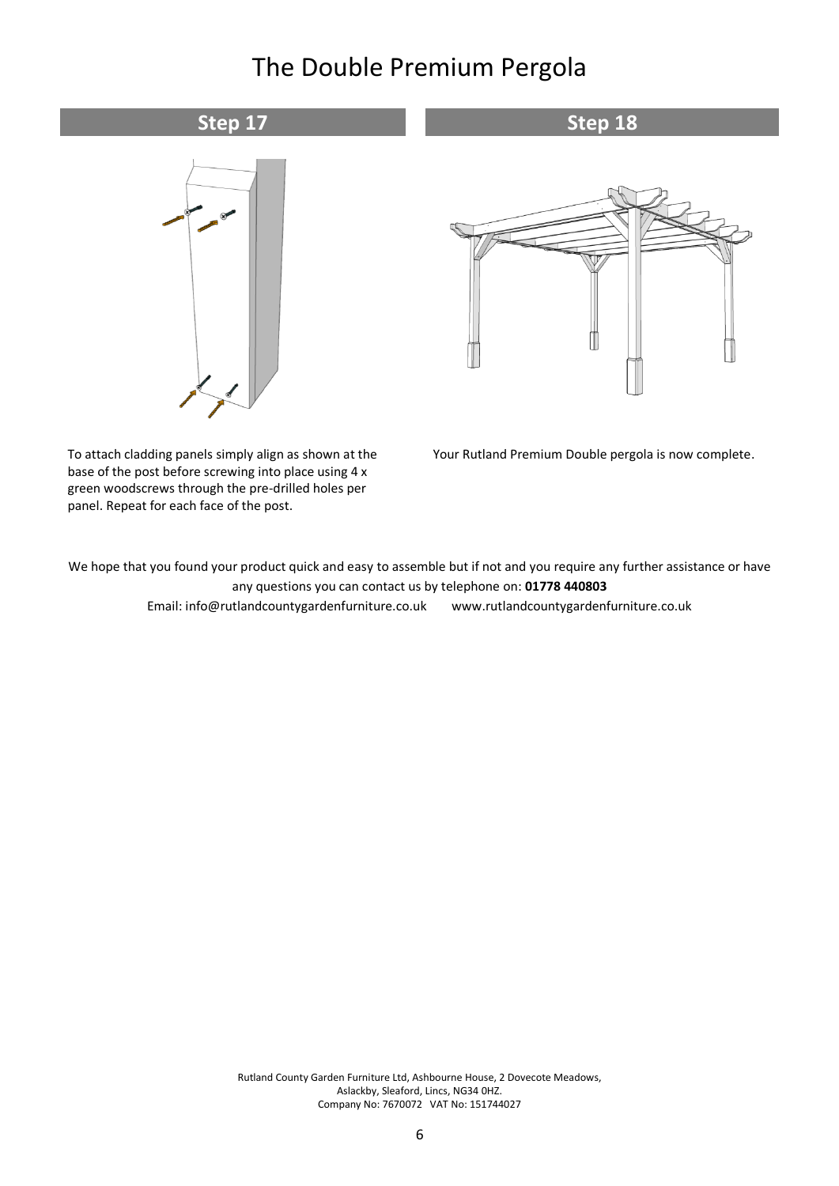# The Double Premium Pergola

## Step 17

To attach cladding panels simply align as shown at the base of the post before screwing into place using 4 x green woodscrews through the pre-drilled holes per panel. Repeat for each face of the post.

## Step 18

Your Rutland Premium Double pergola is now complete.

We hope that you found your product quick and easy to assemble but if not and you require any further assistance or have any questions you can contact us by telephone on: **01778 440803**

Email: info@rutlandcountygardenfurniture.co.uk www.rutlandcountygardenfurniture.co.uk

Rutland County Garden Furniture Ltd, Ashbourne House, 2 Dovecote Meadows, Aslackby, Sleaford, Lincs, NG34 0HZ.
Company No: 7670072 VAT No: 151744027